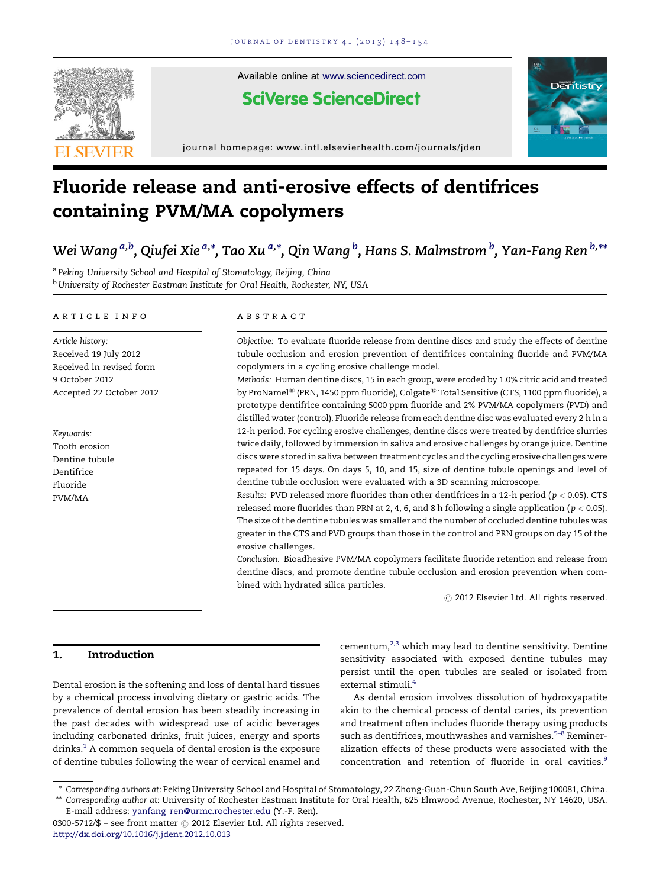# Fluoride release and anti-erosive effects of dentifrices containing PVM/MA copolymers

Wei Wang [a,b], Qiufei Xie [a,*], Tao Xu [a,*], Qin Wang [b], Hans S. Malmstrom [b], Yan-Fang Ren [b,**]

[a] Peking University School and Hospital of Stomatology, Beijing, China

[b] University of Rochester Eastman Institute for Oral Health, Rochester, NY, USA

**ARTICLE INFO**

*Article history:*
Received 19 July 2012
Received in revised form
9 October 2012
Accepted 22 October 2012

*Keywords:*
Tooth erosion
Dentine tubule
Dentifrice
Fluoride
PVM/MA

**ABSTRACT**

*Objective:* To evaluate fluoride release from dentine discs and study the effects of dentine tubule occlusion and erosion prevention of dentifrices containing fluoride and PVM/MA copolymers in a cycling erosive challenge model.

*Methods:* Human dentine discs, 15 in each group, were eroded by 1.0% citric acid and treated by ProNamel® (PRN, 1450 ppm fluoride), Colgate® Total Sensitive (CTS, 1100 ppm fluoride), a prototype dentifrice containing 5000 ppm fluoride and 2% PVM/MA copolymers (PVD) and distilled water (control). Fluoride release from each dentine disc was evaluated every 2 h in a 12-h period. For cycling erosive challenges, dentine discs were treated by dentifrice slurries twice daily, followed by immersion in saliva and erosive challenges by orange juice. Dentine discs were stored in saliva between treatment cycles and the cycling erosive challenges were repeated for 15 days. On days 5, 10, and 15, size of dentine tubule openings and level of dentine tubule occlusion were evaluated with a 3D scanning microscope.

*Results:* PVD released more fluorides than other dentifrices in a 12-h period ($p < 0.05$). CTS released more fluorides than PRN at 2, 4, 6, and 8 h following a single application ($p < 0.05$). The size of the dentine tubules was smaller and the number of occluded dentine tubules was greater in the CTS and PVD groups than those in the control and PRN groups on day 15 of the erosive challenges.

*Conclusion:* Bioadhesive PVM/MA copolymers facilitate fluoride retention and release from dentine discs, and promote dentine tubule occlusion and erosion prevention when combined with hydrated silica particles.

© 2012 Elsevier Ltd. All rights reserved.

## 1. Introduction

Dental erosion is the softening and loss of dental hard tissues by a chemical process involving dietary or gastric acids. The prevalence of dental erosion has been steadily increasing in the past decades with widespread use of acidic beverages including carbonated drinks, fruit juices, energy and sports drinks.[1] A common sequela of dental erosion is the exposure of dentine tubules following the wear of cervical enamel and cementum,[2,3] which may lead to dentine sensitivity. Dentine sensitivity associated with exposed dentine tubules may persist until the open tubules are sealed or isolated from external stimuli.[4]

As dental erosion involves dissolution of hydroxyapatite akin to the chemical process of dental caries, its prevention and treatment often includes fluoride therapy using products such as dentifrices, mouthwashes and varnishes.[5–8] Remineralization effects of these products were associated with the concentration and retention of fluoride in oral cavities.[9]

\* Corresponding authors at: Peking University School and Hospital of Stomatology, 22 Zhong-Guan-Chun South Ave, Beijing 100081, China.

\*\* Corresponding author at: University of Rochester Eastman Institute for Oral Health, 625 Elmwood Avenue, Rochester, NY 14620, USA. E-mail address: yanfang_ren@urmc.rochester.edu (Y.-F. Ren).

0300-5712/$ – see front matter © 2012 Elsevier Ltd. All rights reserved.
http://dx.doi.org/10.1016/j.jdent.2012.10.013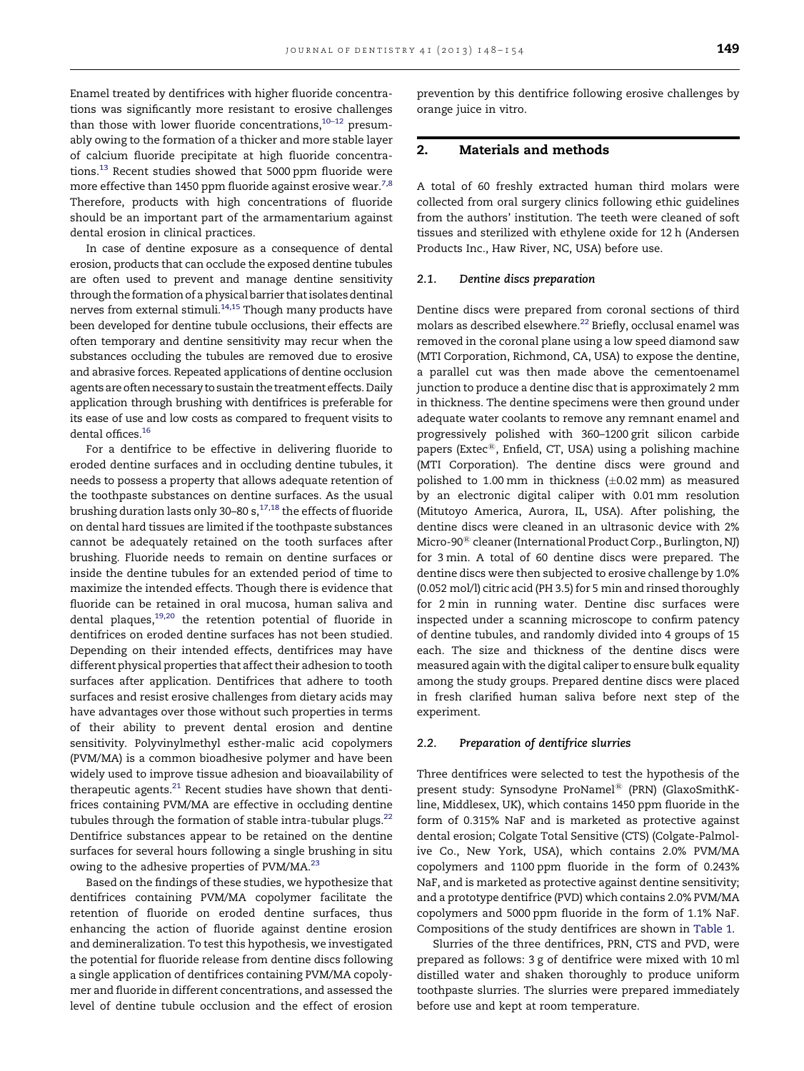Enamel treated by dentifrices with higher fluoride concentrations was significantly more resistant to erosive challenges than those with lower fluoride concentrations,[10–12] presumably owing to the formation of a thicker and more stable layer of calcium fluoride precipitate at high fluoride concentrations.[13] Recent studies showed that 5000 ppm fluoride were more effective than 1450 ppm fluoride against erosive wear.[7,8] Therefore, products with high concentrations of fluoride should be an important part of the armamentarium against dental erosion in clinical practices.

In case of dentine exposure as a consequence of dental erosion, products that can occlude the exposed dentine tubules are often used to prevent and manage dentine sensitivity through the formation of a physical barrier that isolates dentinal nerves from external stimuli.[14,15] Though many products have been developed for dentine tubule occlusions, their effects are often temporary and dentine sensitivity may recur when the substances occluding the tubules are removed due to erosive and abrasive forces. Repeated applications of dentine occlusion agents are often necessary to sustain the treatment effects. Daily application through brushing with dentifrices is preferable for its ease of use and low costs as compared to frequent visits to dental offices.[16]

For a dentifrice to be effective in delivering fluoride to eroded dentine surfaces and in occluding dentine tubules, it needs to possess a property that allows adequate retention of the toothpaste substances on dentine surfaces. As the usual brushing duration lasts only 30–80 s,[17,18] the effects of fluoride on dental hard tissues are limited if the toothpaste substances cannot be adequately retained on the tooth surfaces after brushing. Fluoride needs to remain on dentine surfaces or inside the dentine tubules for an extended period of time to maximize the intended effects. Though there is evidence that fluoride can be retained in oral mucosa, human saliva and dental plaques,[19,20] the retention potential of fluoride in dentifrices on eroded dentine surfaces has not been studied. Depending on their intended effects, dentifrices may have different physical properties that affect their adhesion to tooth surfaces after application. Dentifrices that adhere to tooth surfaces and resist erosive challenges from dietary acids may have advantages over those without such properties in terms of their ability to prevent dental erosion and dentine sensitivity. Polyvinylmethyl esther-malic acid copolymers (PVM/MA) is a common bioadhesive polymer and have been widely used to improve tissue adhesion and bioavailability of therapeutic agents.[21] Recent studies have shown that dentifrices containing PVM/MA are effective in occluding dentine tubules through the formation of stable intra-tubular plugs.[22] Dentifrice substances appear to be retained on the dentine surfaces for several hours following a single brushing in situ owing to the adhesive properties of PVM/MA.[23]

Based on the findings of these studies, we hypothesize that dentifrices containing PVM/MA copolymer facilitate the retention of fluoride on eroded dentine surfaces, thus enhancing the action of fluoride against dentine erosion and demineralization. To test this hypothesis, we investigated the potential for fluoride release from dentine discs following a single application of dentifrices containing PVM/MA copolymer and fluoride in different concentrations, and assessed the level of dentine tubule occlusion and the effect of erosion prevention by this dentifrice following erosive challenges by orange juice in vitro.

## 2. Materials and methods

A total of 60 freshly extracted human third molars were collected from oral surgery clinics following ethic guidelines from the authors' institution. The teeth were cleaned of soft tissues and sterilized with ethylene oxide for 12 h (Andersen Products Inc., Haw River, NC, USA) before use.

### 2.1. Dentine discs preparation

Dentine discs were prepared from coronal sections of third molars as described elsewhere.[22] Briefly, occlusal enamel was removed in the coronal plane using a low speed diamond saw (MTI Corporation, Richmond, CA, USA) to expose the dentine, a parallel cut was then made above the cementoenamel junction to produce a dentine disc that is approximately 2 mm in thickness. The dentine specimens were then ground under adequate water coolants to remove any remnant enamel and progressively polished with 360–1200 grit silicon carbide papers (Extec®, Enfield, CT, USA) using a polishing machine (MTI Corporation). The dentine discs were ground and polished to 1.00 mm in thickness (±0.02 mm) as measured by an electronic digital caliper with 0.01 mm resolution (Mitutoyo America, Aurora, IL, USA). After polishing, the dentine discs were cleaned in an ultrasonic device with 2% Micro-90® cleaner (International Product Corp., Burlington, NJ) for 3 min. A total of 60 dentine discs were prepared. The dentine discs were then subjected to erosive challenge by 1.0% (0.052 mol/l) citric acid (PH 3.5) for 5 min and rinsed thoroughly for 2 min in running water. Dentine disc surfaces were inspected under a scanning microscope to confirm patency of dentine tubules, and randomly divided into 4 groups of 15 each. The size and thickness of the dentine discs were measured again with the digital caliper to ensure bulk equality among the study groups. Prepared dentine discs were placed in fresh clarified human saliva before next step of the experiment.

### 2.2. Preparation of dentifrice slurries

Three dentifrices were selected to test the hypothesis of the present study: Synsodyne ProNamel® (PRN) (GlaxoSmithKline, Middlesex, UK), which contains 1450 ppm fluoride in the form of 0.315% NaF and is marketed as protective against dental erosion; Colgate Total Sensitive (CTS) (Colgate-Palmolive Co., New York, USA), which contains 2.0% PVM/MA copolymers and 1100 ppm fluoride in the form of 0.243% NaF, and is marketed as protective against dentine sensitivity; and a prototype dentifrice (PVD) which contains 2.0% PVM/MA copolymers and 5000 ppm fluoride in the form of 1.1% NaF. Compositions of the study dentifrices are shown in Table 1.

Slurries of the three dentifrices, PRN, CTS and PVD, were prepared as follows: 3 g of dentifrice were mixed with 10 ml distilled water and shaken thoroughly to produce uniform toothpaste slurries. The slurries were prepared immediately before use and kept at room temperature.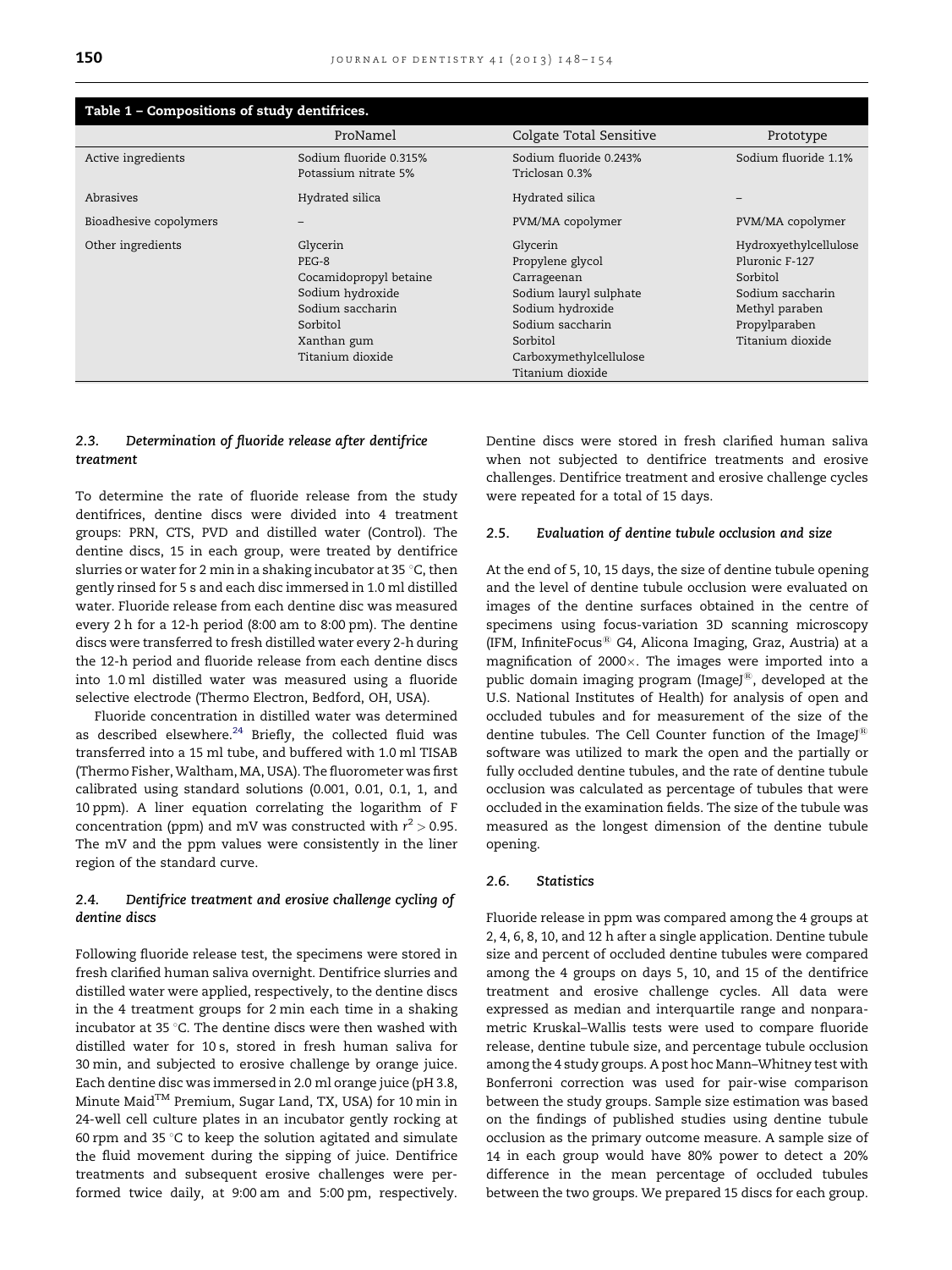**Table 1 – Compositions of study dentifrices.**

| | ProNamel | Colgate Total Sensitive | Prototype |
|---|---|---|---|
| Active ingredients | Sodium fluoride 0.315%<br>Potassium nitrate 5% | Sodium fluoride 0.243%<br>Triclosan 0.3% | Sodium fluoride 1.1% |
| Abrasives | Hydrated silica | Hydrated silica | – |
| Bioadhesive copolymers | – | PVM/MA copolymer | PVM/MA copolymer |
| Other ingredients | Glycerin<br>PEG-8<br>Cocamidopropyl betaine<br>Sodium hydroxide<br>Sodium saccharin<br>Sorbitol<br>Xanthan gum<br>Titanium dioxide | Glycerin<br>Propylene glycol<br>Carrageenan<br>Sodium lauryl sulphate<br>Sodium hydroxide<br>Sodium saccharin<br>Sorbitol<br>Carboxymethylcellulose<br>Titanium dioxide | Hydroxyethylcellulose<br>Pluronic F-127<br>Sorbitol<br>Sodium saccharin<br>Methyl paraben<br>Propylparaben<br>Titanium dioxide |

### 2.3. Determination of fluoride release after dentifrice treatment

To determine the rate of fluoride release from the study dentifrices, dentine discs were divided into 4 treatment groups: PRN, CTS, PVD and distilled water (Control). The dentine discs, 15 in each group, were treated by dentifrice slurries or water for 2 min in a shaking incubator at 35 °C, then gently rinsed for 5 s and each disc immersed in 1.0 ml distilled water. Fluoride release from each dentine disc was measured every 2 h for a 12-h period (8:00 am to 8:00 pm). The dentine discs were transferred to fresh distilled water every 2-h during the 12-h period and fluoride release from each dentine discs into 1.0 ml distilled water was measured using a fluoride selective electrode (Thermo Electron, Bedford, OH, USA).

Fluoride concentration in distilled water was determined as described elsewhere.[24] Briefly, the collected fluid was transferred into a 15 ml tube, and buffered with 1.0 ml TISAB (Thermo Fisher, Waltham, MA, USA). The fluorometer was first calibrated using standard solutions (0.001, 0.01, 0.1, 1, and 10 ppm). A liner equation correlating the logarithm of F concentration (ppm) and mV was constructed with $r^2 > 0.95$. The mV and the ppm values were consistently in the liner region of the standard curve.

### 2.4. Dentifrice treatment and erosive challenge cycling of dentine discs

Following fluoride release test, the specimens were stored in fresh clarified human saliva overnight. Dentifrice slurries and distilled water were applied, respectively, to the dentine discs in the 4 treatment groups for 2 min each time in a shaking incubator at 35 °C. The dentine discs were then washed with distilled water for 10 s, stored in fresh human saliva for 30 min, and subjected to erosive challenge by orange juice. Each dentine disc was immersed in 2.0 ml orange juice (pH 3.8, Minute Maid™ Premium, Sugar Land, TX, USA) for 10 min in 24-well cell culture plates in an incubator gently rocking at 60 rpm and 35 °C to keep the solution agitated and simulate the fluid movement during the sipping of juice. Dentifrice treatments and subsequent erosive challenges were performed twice daily, at 9:00 am and 5:00 pm, respectively. Dentine discs were stored in fresh clarified human saliva when not subjected to dentifrice treatments and erosive challenges. Dentifrice treatment and erosive challenge cycles were repeated for a total of 15 days.

### 2.5. Evaluation of dentine tubule occlusion and size

At the end of 5, 10, 15 days, the size of dentine tubule opening and the level of dentine tubule occlusion were evaluated on images of the dentine surfaces obtained in the centre of specimens using focus-variation 3D scanning microscopy (IFM, InfiniteFocus® G4, Alicona Imaging, Graz, Austria) at a magnification of 2000×. The images were imported into a public domain imaging program (ImageJ®, developed at the U.S. National Institutes of Health) for analysis of open and occluded tubules and for measurement of the size of the dentine tubules. The Cell Counter function of the ImageJ® software was utilized to mark the open and the partially or fully occluded dentine tubules, and the rate of dentine tubule occlusion was calculated as percentage of tubules that were occluded in the examination fields. The size of the tubule was measured as the longest dimension of the dentine tubule opening.

### 2.6. Statistics

Fluoride release in ppm was compared among the 4 groups at 2, 4, 6, 8, 10, and 12 h after a single application. Dentine tubule size and percent of occluded dentine tubules were compared among the 4 groups on days 5, 10, and 15 of the dentifrice treatment and erosive challenge cycles. All data were expressed as median and interquartile range and nonparametric Kruskal–Wallis tests were used to compare fluoride release, dentine tubule size, and percentage tubule occlusion among the 4 study groups. A post hoc Mann–Whitney test with Bonferroni correction was used for pair-wise comparison between the study groups. Sample size estimation was based on the findings of published studies using dentine tubule occlusion as the primary outcome measure. A sample size of 14 in each group would have 80% power to detect a 20% difference in the mean percentage of occluded tubules between the two groups. We prepared 15 discs for each group.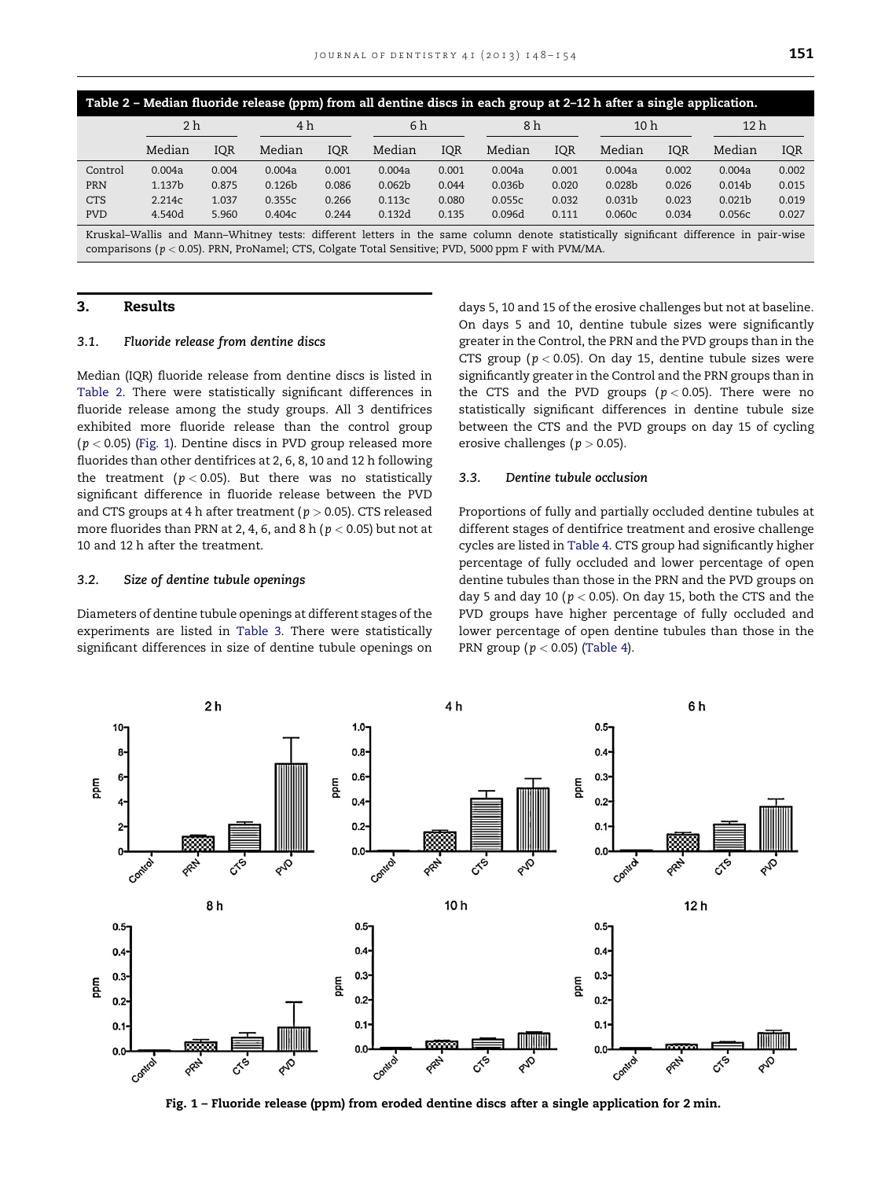**Table 2 – Median fluoride release (ppm) from all dentine discs in each group at 2–12 h after a single application.**

| | 2 h | | 4 h | | 6 h | | 8 h | | 10 h | | 12 h | |
|---|---|---|---|---|---|---|---|---|---|---|---|---|
| | Median | IQR | Median | IQR | Median | IQR | Median | IQR | Median | IQR | Median | IQR |
| Control | 0.004a | 0.004 | 0.004a | 0.001 | 0.004a | 0.001 | 0.004a | 0.001 | 0.004a | 0.002 | 0.004a | 0.002 |
| PRN | 1.137b | 0.875 | 0.126b | 0.086 | 0.062b | 0.044 | 0.036b | 0.020 | 0.028b | 0.026 | 0.014b | 0.015 |
| CTS | 2.214c | 1.037 | 0.355c | 0.266 | 0.113c | 0.080 | 0.055c | 0.032 | 0.031b | 0.023 | 0.021b | 0.019 |
| PVD | 4.540d | 5.960 | 0.404c | 0.244 | 0.132d | 0.135 | 0.096d | 0.111 | 0.060c | 0.034 | 0.056c | 0.027 |

Kruskal–Wallis and Mann–Whitney tests: different letters in the same column denote statistically significant difference in pair-wise comparisons ($p < 0.05$). PRN, ProNamel; CTS, Colgate Total Sensitive; PVD, 5000 ppm F with PVM/MA.

## 3. Results

### 3.1. Fluoride release from dentine discs

Median (IQR) fluoride release from dentine discs is listed in Table 2. There were statistically significant differences in fluoride release among the study groups. All 3 dentifrices exhibited more fluoride release than the control group ($p < 0.05$) (Fig. 1). Dentine discs in PVD group released more fluorides than other dentifrices at 2, 6, 8, 10 and 12 h following the treatment ($p < 0.05$). But there was no statistically significant difference in fluoride release between the PVD and CTS groups at 4 h after treatment ($p > 0.05$). CTS released more fluorides than PRN at 2, 4, 6, and 8 h ($p < 0.05$) but not at 10 and 12 h after the treatment.

### 3.2. Size of dentine tubule openings

Diameters of dentine tubule openings at different stages of the experiments are listed in Table 3. There were statistically significant differences in size of dentine tubule openings on days 5, 10 and 15 of the erosive challenges but not at baseline. On days 5 and 10, dentine tubule sizes were significantly greater in the Control, the PRN and the PVD groups than in the CTS group ($p < 0.05$). On day 15, dentine tubule sizes were significantly greater in the Control and the PRN groups than in the CTS and the PVD groups ($p < 0.05$). There were no statistically significant differences in dentine tubule size between the CTS and the PVD groups on day 15 of cycling erosive challenges ($p > 0.05$).

### 3.3. Dentine tubule occlusion

Proportions of fully and partially occluded dentine tubules at different stages of dentifrice treatment and erosive challenge cycles are listed in Table 4. CTS group had significantly higher percentage of fully occluded and lower percentage of open dentine tubules than those in the PRN and the PVD groups on day 5 and day 10 ($p < 0.05$). On day 15, both the CTS and the PVD groups have higher percentage of fully occluded and lower percentage of open dentine tubules than those in the PRN group ($p < 0.05$) (Table 4).

**Fig. 1 – Fluoride release (ppm) from eroded dentine discs after a single application for 2 min.**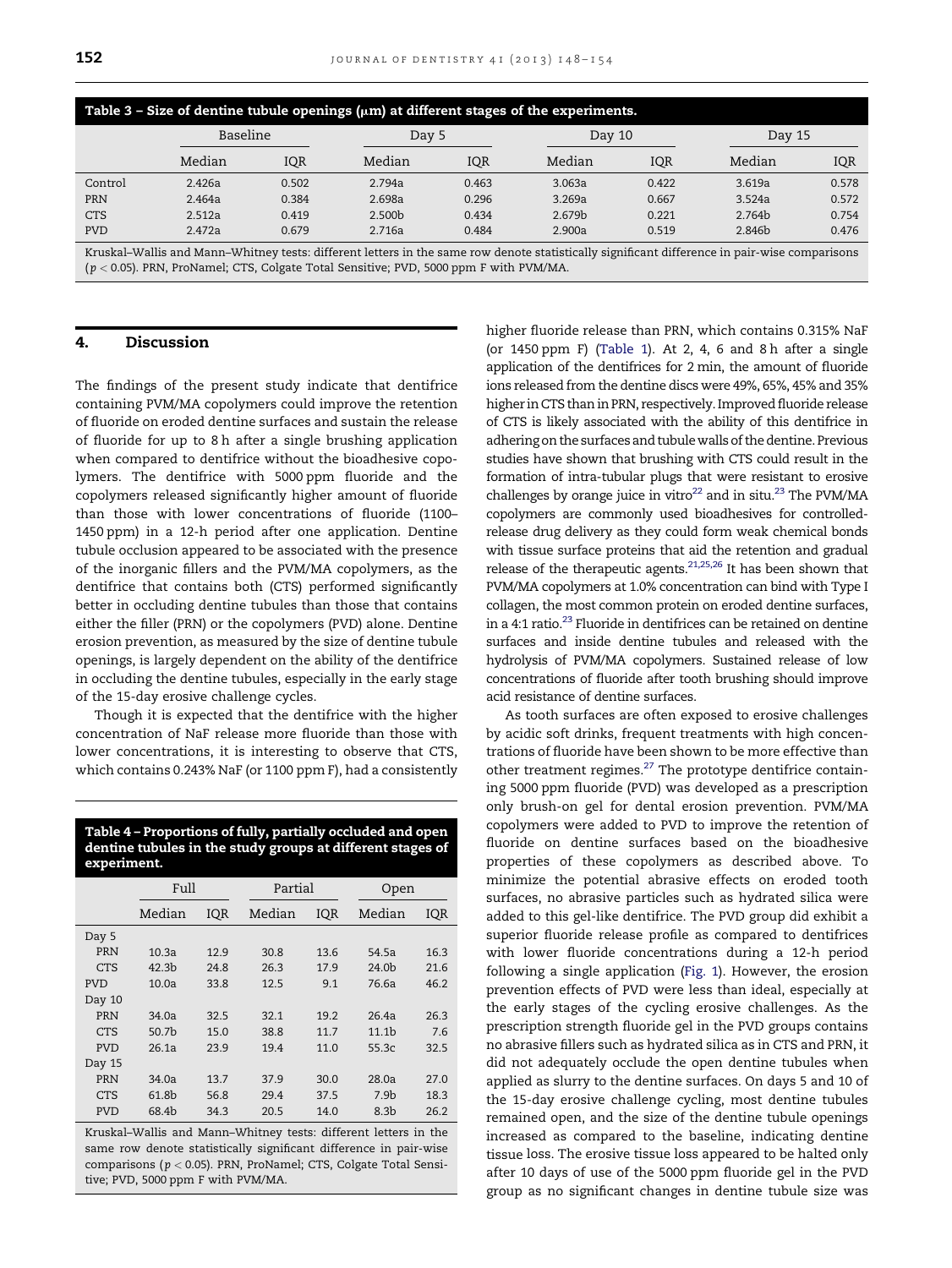**Table 3 – Size of dentine tubule openings (μm) at different stages of the experiments.**

| | Baseline | | Day 5 | | Day 10 | | Day 15 | |
|---|---|---|---|---|---|---|---|---|
| | Median | IQR | Median | IQR | Median | IQR | Median | IQR |
| Control | 2.426a | 0.502 | 2.794a | 0.463 | 3.063a | 0.422 | 3.619a | 0.578 |
| PRN | 2.464a | 0.384 | 2.698a | 0.296 | 3.269a | 0.667 | 3.524a | 0.572 |
| CTS | 2.512a | 0.419 | 2.500b | 0.434 | 2.679b | 0.221 | 2.764b | 0.754 |
| PVD | 2.472a | 0.679 | 2.716a | 0.484 | 2.900a | 0.519 | 2.846b | 0.476 |

Kruskal–Wallis and Mann–Whitney tests: different letters in the same row denote statistically significant difference in pair-wise comparisons ($p < 0.05$). PRN, ProNamel; CTS, Colgate Total Sensitive; PVD, 5000 ppm F with PVM/MA.

## 4. Discussion

The findings of the present study indicate that dentifrice containing PVM/MA copolymers could improve the retention of fluoride on eroded dentine surfaces and sustain the release of fluoride for up to 8 h after a single brushing application when compared to dentifrice without the bioadhesive copolymers. The dentifrice with 5000 ppm fluoride and the copolymers released significantly higher amount of fluoride than those with lower concentrations of fluoride (1100–1450 ppm) in a 12-h period after one application. Dentine tubule occlusion appeared to be associated with the presence of the inorganic fillers and the PVM/MA copolymers, as the dentifrice that contains both (CTS) performed significantly better in occluding dentine tubules than those that contains either the filler (PRN) or the copolymers (PVD) alone. Dentine erosion prevention, as measured by the size of dentine tubule openings, is largely dependent on the ability of the dentifrice in occluding the dentine tubules, especially in the early stage of the 15-day erosive challenge cycles.

Though it is expected that the dentifrice with the higher concentration of NaF release more fluoride than those with lower concentrations, it is interesting to observe that CTS, which contains 0.243% NaF (or 1100 ppm F), had a consistently higher fluoride release than PRN, which contains 0.315% NaF (or 1450 ppm F) (Table 1). At 2, 4, 6 and 8 h after a single application of the dentifrices for 2 min, the amount of fluoride ions released from the dentine discs were 49%, 65%, 45% and 35% higher in CTS than in PRN, respectively. Improved fluoride release of CTS is likely associated with the ability of this dentifrice in adhering on the surfaces and tubule walls of the dentine. Previous studies have shown that brushing with CTS could result in the formation of intra-tubular plugs that were resistant to erosive challenges by orange juice in vitro[22] and in situ.[23] The PVM/MA copolymers are commonly used bioadhesives for controlled-release drug delivery as they could form weak chemical bonds with tissue surface proteins that aid the retention and gradual release of the therapeutic agents.[21,25,26] It has been shown that PVM/MA copolymers at 1.0% concentration can bind with Type I collagen, the most common protein on eroded dentine surfaces, in a 4:1 ratio.[23] Fluoride in dentifrices can be retained on dentine surfaces and inside dentine tubules and released with the hydrolysis of PVM/MA copolymers. Sustained release of low concentrations of fluoride after tooth brushing should improve acid resistance of dentine surfaces.

**Table 4 – Proportions of fully, partially occluded and open dentine tubules in the study groups at different stages of experiment.**

| | Full | | Partial | | Open | |
|---|---|---|---|---|---|---|
| | Median | IQR | Median | IQR | Median | IQR |
| Day 5 | | | | | | |
| PRN | 10.3a | 12.9 | 30.8 | 13.6 | 54.5a | 16.3 |
| CTS | 42.3b | 24.8 | 26.3 | 17.9 | 24.0b | 21.6 |
| PVD | 10.0a | 33.8 | 12.5 | 9.1 | 76.6a | 46.2 |
| Day 10 | | | | | | |
| PRN | 34.0a | 32.5 | 32.1 | 19.2 | 26.4a | 26.3 |
| CTS | 50.7b | 15.0 | 38.8 | 11.7 | 11.1b | 7.6 |
| PVD | 26.1a | 23.9 | 19.4 | 11.0 | 55.3c | 32.5 |
| Day 15 | | | | | | |
| PRN | 34.0a | 13.7 | 37.9 | 30.0 | 28.0a | 27.0 |
| CTS | 61.8b | 56.8 | 29.4 | 37.5 | 7.9b | 18.3 |
| PVD | 68.4b | 34.3 | 20.5 | 14.0 | 8.3b | 26.2 |

Kruskal–Wallis and Mann–Whitney tests: different letters in the same row denote statistically significant difference in pair-wise comparisons ($p < 0.05$). PRN, ProNamel; CTS, Colgate Total Sensitive; PVD, 5000 ppm F with PVM/MA.

As tooth surfaces are often exposed to erosive challenges by acidic soft drinks, frequent treatments with high concentrations of fluoride have been shown to be more effective than other treatment regimes.[27] The prototype dentifrice containing 5000 ppm fluoride (PVD) was developed as a prescription only brush-on gel for dental erosion prevention. PVM/MA copolymers were added to PVD to improve the retention of fluoride on dentine surfaces based on the bioadhesive properties of these copolymers as described above. To minimize the potential abrasive effects on eroded tooth surfaces, no abrasive particles such as hydrated silica were added to this gel-like dentifrice. The PVD group did exhibit a superior fluoride release profile as compared to dentifrices with lower fluoride concentrations during a 12-h period following a single application (Fig. 1). However, the erosion prevention effects of PVD were less than ideal, especially at the early stages of the cycling erosive challenges. As the prescription strength fluoride gel in the PVD groups contains no abrasive fillers such as hydrated silica as in CTS and PRN, it did not adequately occlude the open dentine tubules when applied as slurry to the dentine surfaces. On days 5 and 10 of the 15-day erosive challenge cycling, most dentine tubules remained open, and the size of the dentine tubule openings increased as compared to the baseline, indicating dentine tissue loss. The erosive tissue loss appeared to be halted only after 10 days of use of the 5000 ppm fluoride gel in the PVD group as no significant changes in dentine tubule size was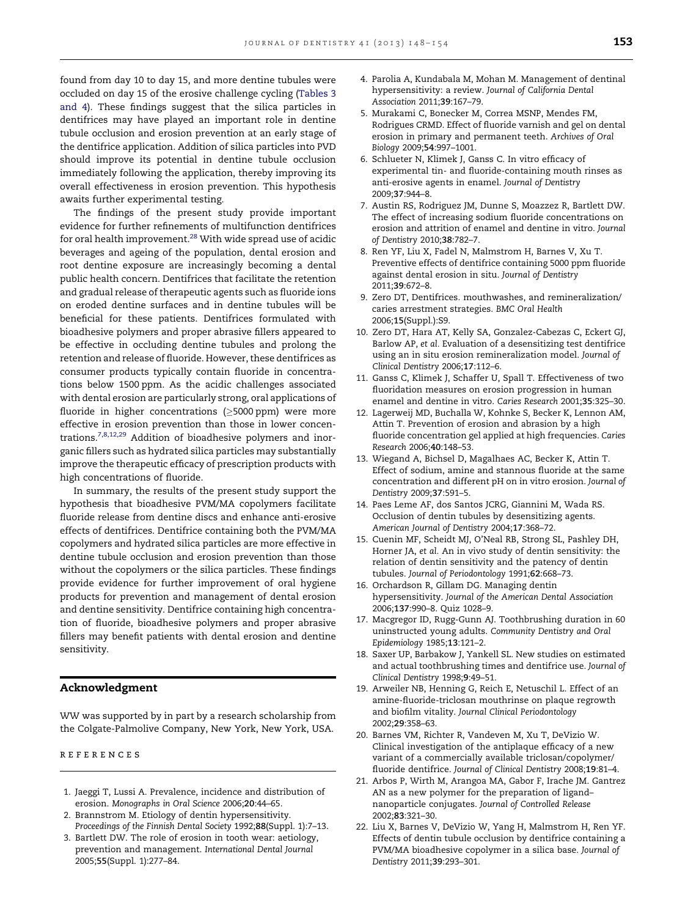found from day 10 to day 15, and more dentine tubules were occluded on day 15 of the erosive challenge cycling (Tables 3 and 4). These findings suggest that the silica particles in dentifrices may have played an important role in dentine tubule occlusion and erosion prevention at an early stage of the dentifrice application. Addition of silica particles into PVD should improve its potential in dentine tubule occlusion immediately following the application, thereby improving its overall effectiveness in erosion prevention. This hypothesis awaits further experimental testing.

The findings of the present study provide important evidence for further refinements of multifunction dentifrices for oral health improvement.[28] With wide spread use of acidic beverages and ageing of the population, dental erosion and root dentine exposure are increasingly becoming a dental public health concern. Dentifrices that facilitate the retention and gradual release of therapeutic agents such as fluoride ions on eroded dentine surfaces and in dentine tubules will be beneficial for these patients. Dentifrices formulated with bioadhesive polymers and proper abrasive fillers appeared to be effective in occluding dentine tubules and prolong the retention and release of fluoride. However, these dentifrices as consumer products typically contain fluoride in concentrations below 1500 ppm. As the acidic challenges associated with dental erosion are particularly strong, oral applications of fluoride in higher concentrations ($\geq$5000 ppm) were more effective in erosion prevention than those in lower concentrations.[7,8,12,29] Addition of bioadhesive polymers and inorganic fillers such as hydrated silica particles may substantially improve the therapeutic efficacy of prescription products with high concentrations of fluoride.

In summary, the results of the present study support the hypothesis that bioadhesive PVM/MA copolymers facilitate fluoride release from dentine discs and enhance anti-erosive effects of dentifrices. Dentifrice containing both the PVM/MA copolymers and hydrated silica particles are more effective in dentine tubule occlusion and erosion prevention than those without the copolymers or the silica particles. These findings provide evidence for further improvement of oral hygiene products for prevention and management of dental erosion and dentine sensitivity. Dentifrice containing high concentration of fluoride, bioadhesive polymers and proper abrasive fillers may benefit patients with dental erosion and dentine sensitivity.

## Acknowledgment

WW was supported by in part by a research scholarship from the Colgate-Palmolive Company, New York, New York, USA.

## REFERENCES

1. Jaeggi T, Lussi A. Prevalence, incidence and distribution of erosion. *Monographs in Oral Science* 2006;**20**:44–65.
2. Brannstrom M. Etiology of dentin hypersensitivity. *Proceedings of the Finnish Dental Society* 1992;**88**(Suppl. 1):7–13.
3. Bartlett DW. The role of erosion in tooth wear: aetiology, prevention and management. *International Dental Journal* 2005;**55**(Suppl. 1):277–84.
4. Parolia A, Kundabala M, Mohan M. Management of dentinal hypersensitivity: a review. *Journal of California Dental Association* 2011;**39**:167–79.
5. Murakami C, Bonecker M, Correa MSNP, Mendes FM, Rodrigues CRMD. Effect of fluoride varnish and gel on dental erosion in primary and permanent teeth. *Archives of Oral Biology* 2009;**54**:997–1001.
6. Schlueter N, Klimek J, Ganss C. In vitro efficacy of experimental tin- and fluoride-containing mouth rinses as anti-erosive agents in enamel. *Journal of Dentistry* 2009;**37**:944–8.
7. Austin RS, Rodriguez JM, Dunne S, Moazzez R, Bartlett DW. The effect of increasing sodium fluoride concentrations on erosion and attrition of enamel and dentine in vitro. *Journal of Dentistry* 2010;**38**:782–7.
8. Ren YF, Liu X, Fadel N, Malmstrom H, Barnes V, Xu T. Preventive effects of dentifrice containing 5000 ppm fluoride against dental erosion in situ. *Journal of Dentistry* 2011;**39**:672–8.
9. Zero DT, Dentifrices. mouthwashes, and remineralization/caries arrestment strategies. *BMC Oral Health* 2006;**15**(Suppl.):S9.
10. Zero DT, Hara AT, Kelly SA, Gonzalez-Cabezas C, Eckert GJ, Barlow AP, *et al*. Evaluation of a desensitizing test dentifrice using an in situ erosion remineralization model. *Journal of Clinical Dentistry* 2006;**17**:112–6.
11. Ganss C, Klimek J, Schaffer U, Spall T. Effectiveness of two fluoridation measures on erosion progression in human enamel and dentine in vitro. *Caries Research* 2001;**35**:325–30.
12. Lagerweij MD, Buchalla W, Kohnke S, Becker K, Lennon AM, Attin T. Prevention of erosion and abrasion by a high fluoride concentration gel applied at high frequencies. *Caries Research* 2006;**40**:148–53.
13. Wiegand A, Bichsel D, Magalhaes AC, Becker K, Attin T. Effect of sodium, amine and stannous fluoride at the same concentration and different pH on in vitro erosion. *Journal of Dentistry* 2009;**37**:591–5.
14. Paes Leme AF, dos Santos JCRG, Giannini M, Wada RS. Occlusion of dentin tubules by desensitizing agents. *American Journal of Dentistry* 2004;**17**:368–72.
15. Cuenin MF, Scheidt MJ, O'Neal RB, Strong SL, Pashley DH, Horner JA, *et al*. An in vivo study of dentin sensitivity: the relation of dentin sensitivity and the patency of dentin tubules. *Journal of Periodontology* 1991;**62**:668–73.
16. Orchardson R, Gillam DG. Managing dentin hypersensitivity. *Journal of the American Dental Association* 2006;**137**:990–8. Quiz 1028–9.
17. Macgregor ID, Rugg-Gunn AJ. Toothbrushing duration in 60 uninstructed young adults. *Community Dentistry and Oral Epidemiology* 1985;**13**:121–2.
18. Saxer UP, Barbakow J, Yankell SL. New studies on estimated and actual toothbrushing times and dentifrice use. *Journal of Clinical Dentistry* 1998;**9**:49–51.
19. Arweiler NB, Henning G, Reich E, Netuschil L. Effect of an amine-fluoride-triclosan mouthrinse on plaque regrowth and biofilm vitality. *Journal Clinical Periodontology* 2002;**29**:358–63.
20. Barnes VM, Richter R, Vandeven M, Xu T, DeVizio W. Clinical investigation of the antiplaque efficacy of a new variant of a commercially available triclosan/copolymer/fluoride dentifrice. *Journal of Clinical Dentistry* 2008;**19**:81–4.
21. Arbos P, Wirth M, Arangoa MA, Gabor F, Irache JM. Gantrez AN as a new polymer for the preparation of ligand–nanoparticle conjugates. *Journal of Controlled Release* 2002;**83**:321–30.
22. Liu X, Barnes V, DeVizio W, Yang H, Malmstrom H, Ren YF. Effects of dentin tubule occlusion by dentifrice containing a PVM/MA bioadhesive copolymer in a silica base. *Journal of Dentistry* 2011;**39**:293–301.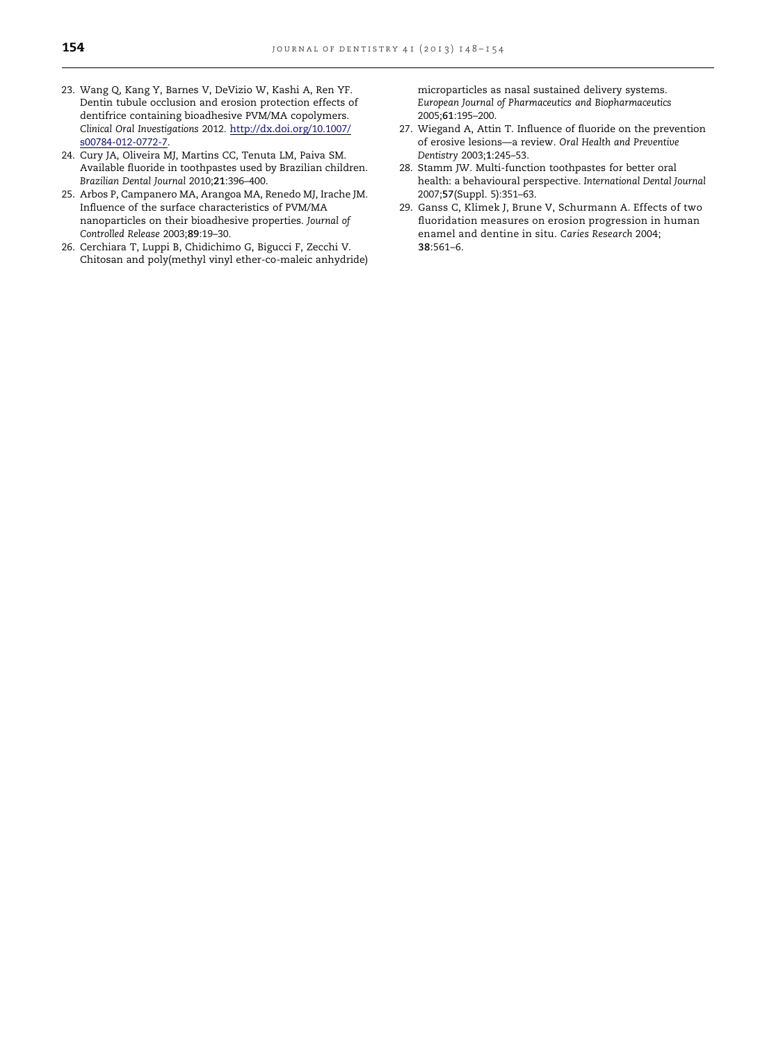23. Wang Q, Kang Y, Barnes V, DeVizio W, Kashi A, Ren YF. Dentin tubule occlusion and erosion protection effects of dentifrice containing bioadhesive PVM/MA copolymers. *Clinical Oral Investigations* 2012. http://dx.doi.org/10.1007/s00784-012-0772-7.
24. Cury JA, Oliveira MJ, Martins CC, Tenuta LM, Paiva SM. Available fluoride in toothpastes used by Brazilian children. *Brazilian Dental Journal* 2010;**21**:396–400.
25. Arbos P, Campanero MA, Arangoa MA, Renedo MJ, Irache JM. Influence of the surface characteristics of PVM/MA nanoparticles on their bioadhesive properties. *Journal of Controlled Release* 2003;**89**:19–30.
26. Cerchiara T, Luppi B, Chidichimo G, Bigucci F, Zecchi V. Chitosan and poly(methyl vinyl ether-co-maleic anhydride) microparticles as nasal sustained delivery systems. *European Journal of Pharmaceutics and Biopharmaceutics* 2005;**61**:195–200.
27. Wiegand A, Attin T. Influence of fluoride on the prevention of erosive lesions—a review. *Oral Health and Preventive Dentistry* 2003;**1**:245–53.
28. Stamm JW. Multi-function toothpastes for better oral health: a behavioural perspective. *International Dental Journal* 2007;**57**(Suppl. 5):351–63.
29. Ganss C, Klimek J, Brune V, Schurmann A. Effects of two fluoridation measures on erosion progression in human enamel and dentine in situ. *Caries Research* 2004; **38**:561–6.